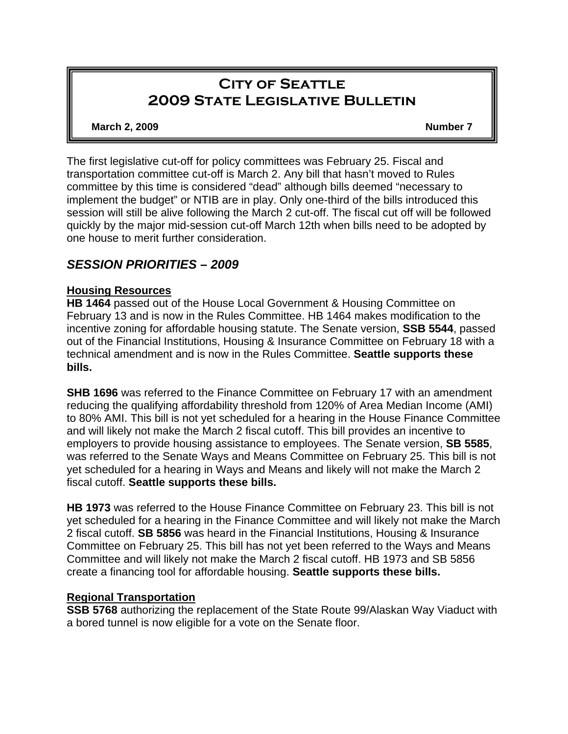# CITY OF SEATTLE
# 2009 STATE LEGISLATIVE BULLETIN

**March 2, 2009** **Number 7**

The first legislative cut-off for policy committees was February 25. Fiscal and transportation committee cut-off is March 2. Any bill that hasn't moved to Rules committee by this time is considered "dead" although bills deemed "necessary to implement the budget" or NTIB are in play. Only one-third of the bills introduced this session will still be alive following the March 2 cut-off. The fiscal cut off will be followed quickly by the major mid-session cut-off March 12th when bills need to be adopted by one house to merit further consideration.

## *SESSION PRIORITIES – 2009*

### Housing Resources

**HB 1464** passed out of the House Local Government & Housing Committee on February 13 and is now in the Rules Committee. HB 1464 makes modification to the incentive zoning for affordable housing statute. The Senate version, **SSB 5544**, passed out of the Financial Institutions, Housing & Insurance Committee on February 18 with a technical amendment and is now in the Rules Committee. **Seattle supports these bills.**

**SHB 1696** was referred to the Finance Committee on February 17 with an amendment reducing the qualifying affordability threshold from 120% of Area Median Income (AMI) to 80% AMI. This bill is not yet scheduled for a hearing in the House Finance Committee and will likely not make the March 2 fiscal cutoff. This bill provides an incentive to employers to provide housing assistance to employees. The Senate version, **SB 5585**, was referred to the Senate Ways and Means Committee on February 25. This bill is not yet scheduled for a hearing in Ways and Means and likely will not make the March 2 fiscal cutoff. **Seattle supports these bills.**

**HB 1973** was referred to the House Finance Committee on February 23. This bill is not yet scheduled for a hearing in the Finance Committee and will likely not make the March 2 fiscal cutoff. **SB 5856** was heard in the Financial Institutions, Housing & Insurance Committee on February 25. This bill has not yet been referred to the Ways and Means Committee and will likely not make the March 2 fiscal cutoff. HB 1973 and SB 5856 create a financing tool for affordable housing. **Seattle supports these bills.**

### Regional Transportation

**SSB 5768** authorizing the replacement of the State Route 99/Alaskan Way Viaduct with a bored tunnel is now eligible for a vote on the Senate floor.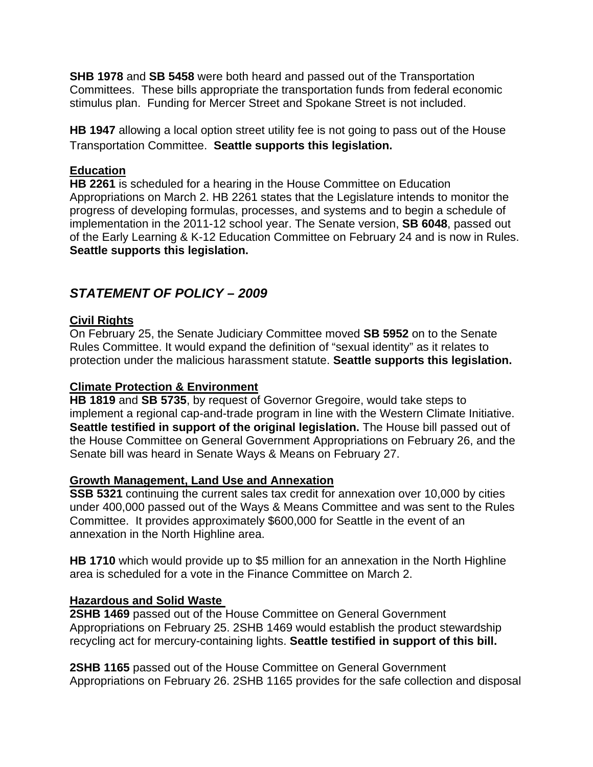**SHB 1978** and **SB 5458** were both heard and passed out of the Transportation Committees. These bills appropriate the transportation funds from federal economic stimulus plan. Funding for Mercer Street and Spokane Street is not included.

**HB 1947** allowing a local option street utility fee is not going to pass out of the House Transportation Committee. **Seattle supports this legislation.**

**<u>Education</u>**
**HB 2261** is scheduled for a hearing in the House Committee on Education Appropriations on March 2. HB 2261 states that the Legislature intends to monitor the progress of developing formulas, processes, and systems and to begin a schedule of implementation in the 2011-12 school year. The Senate version, **SB 6048**, passed out of the Early Learning & K-12 Education Committee on February 24 and is now in Rules. **Seattle supports this legislation.**

## *STATEMENT OF POLICY – 2009*

**<u>Civil Rights</u>**
On February 25, the Senate Judiciary Committee moved **SB 5952** on to the Senate Rules Committee. It would expand the definition of "sexual identity" as it relates to protection under the malicious harassment statute. **Seattle supports this legislation.**

**<u>Climate Protection & Environment</u>**
**HB 1819** and **SB 5735**, by request of Governor Gregoire, would take steps to implement a regional cap-and-trade program in line with the Western Climate Initiative. **Seattle testified in support of the original legislation.** The House bill passed out of the House Committee on General Government Appropriations on February 26, and the Senate bill was heard in Senate Ways & Means on February 27.

**<u>Growth Management, Land Use and Annexation</u>**
**SSB 5321** continuing the current sales tax credit for annexation over 10,000 by cities under 400,000 passed out of the Ways & Means Committee and was sent to the Rules Committee. It provides approximately $600,000 for Seattle in the event of an annexation in the North Highline area.

**HB 1710** which would provide up to $5 million for an annexation in the North Highline area is scheduled for a vote in the Finance Committee on March 2.

**<u>Hazardous and Solid Waste</u>**
**2SHB 1469** passed out of the House Committee on General Government Appropriations on February 25. 2SHB 1469 would establish the product stewardship recycling act for mercury-containing lights. **Seattle testified in support of this bill.**

**2SHB 1165** passed out of the House Committee on General Government Appropriations on February 26. 2SHB 1165 provides for the safe collection and disposal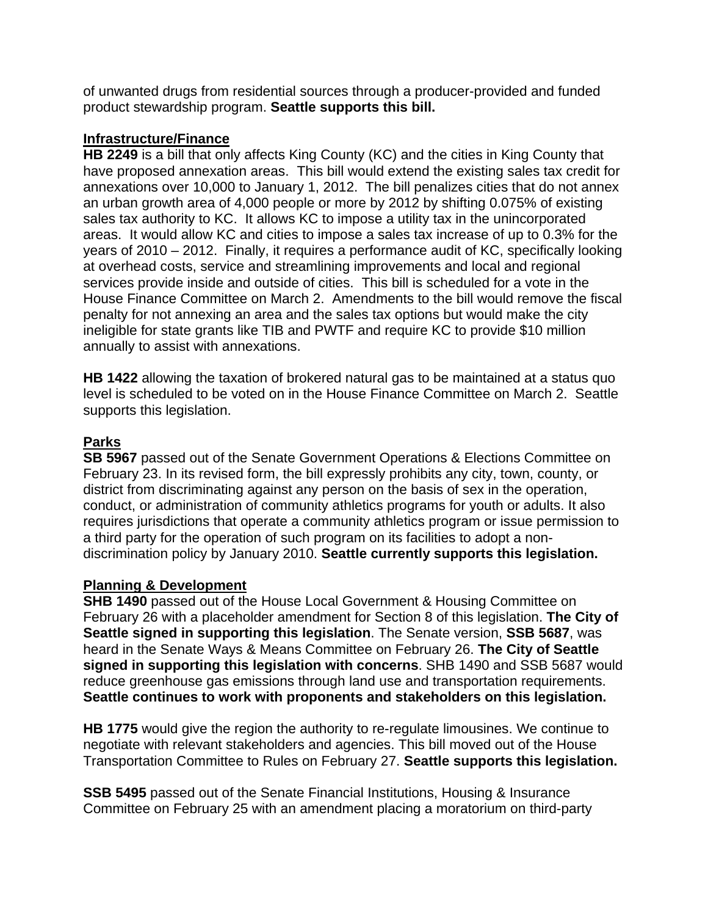of unwanted drugs from residential sources through a producer-provided and funded product stewardship program. **Seattle supports this bill.**

<u>**Infrastructure/Finance**</u>

**HB 2249** is a bill that only affects King County (KC) and the cities in King County that have proposed annexation areas. This bill would extend the existing sales tax credit for annexations over 10,000 to January 1, 2012. The bill penalizes cities that do not annex an urban growth area of 4,000 people or more by 2012 by shifting 0.075% of existing sales tax authority to KC. It allows KC to impose a utility tax in the unincorporated areas. It would allow KC and cities to impose a sales tax increase of up to 0.3% for the years of 2010 – 2012. Finally, it requires a performance audit of KC, specifically looking at overhead costs, service and streamlining improvements and local and regional services provide inside and outside of cities. This bill is scheduled for a vote in the House Finance Committee on March 2. Amendments to the bill would remove the fiscal penalty for not annexing an area and the sales tax options but would make the city ineligible for state grants like TIB and PWTF and require KC to provide $10 million annually to assist with annexations.

**HB 1422** allowing the taxation of brokered natural gas to be maintained at a status quo level is scheduled to be voted on in the House Finance Committee on March 2. Seattle supports this legislation.

<u>**Parks**</u>

**SB 5967** passed out of the Senate Government Operations & Elections Committee on February 23. In its revised form, the bill expressly prohibits any city, town, county, or district from discriminating against any person on the basis of sex in the operation, conduct, or administration of community athletics programs for youth or adults. It also requires jurisdictions that operate a community athletics program or issue permission to a third party for the operation of such program on its facilities to adopt a non-discrimination policy by January 2010. **Seattle currently supports this legislation.**

<u>**Planning & Development**</u>

**SHB 1490** passed out of the House Local Government & Housing Committee on February 26 with a placeholder amendment for Section 8 of this legislation. **The City of Seattle signed in supporting this legislation**. The Senate version, **SSB 5687**, was heard in the Senate Ways & Means Committee on February 26. **The City of Seattle signed in supporting this legislation with concerns**. SHB 1490 and SSB 5687 would reduce greenhouse gas emissions through land use and transportation requirements. **Seattle continues to work with proponents and stakeholders on this legislation.**

**HB 1775** would give the region the authority to re-regulate limousines. We continue to negotiate with relevant stakeholders and agencies. This bill moved out of the House Transportation Committee to Rules on February 27. **Seattle supports this legislation.**

**SSB 5495** passed out of the Senate Financial Institutions, Housing & Insurance Committee on February 25 with an amendment placing a moratorium on third-party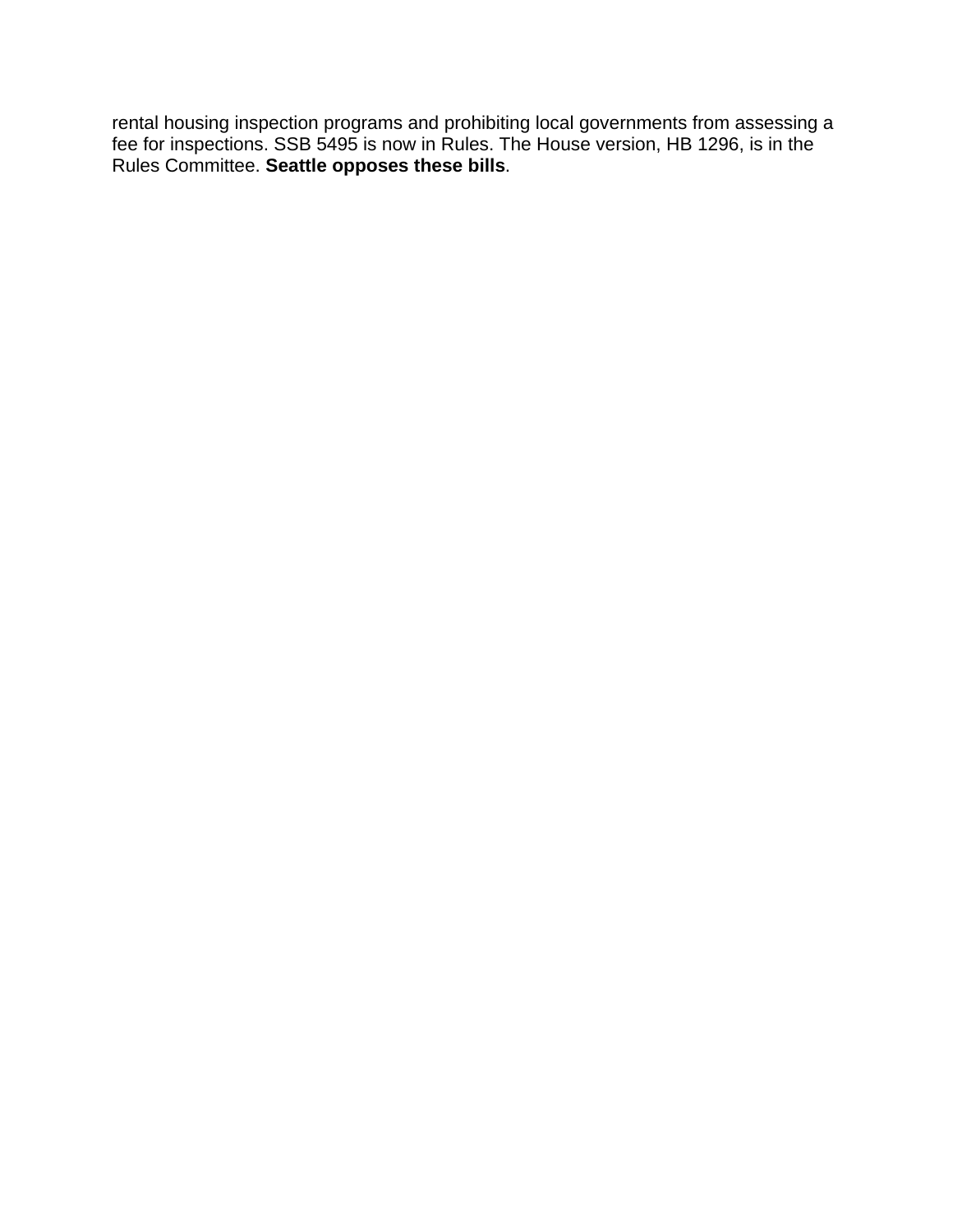rental housing inspection programs and prohibiting local governments from assessing a fee for inspections. SSB 5495 is now in Rules. The House version, HB 1296, is in the Rules Committee. **Seattle opposes these bills**.